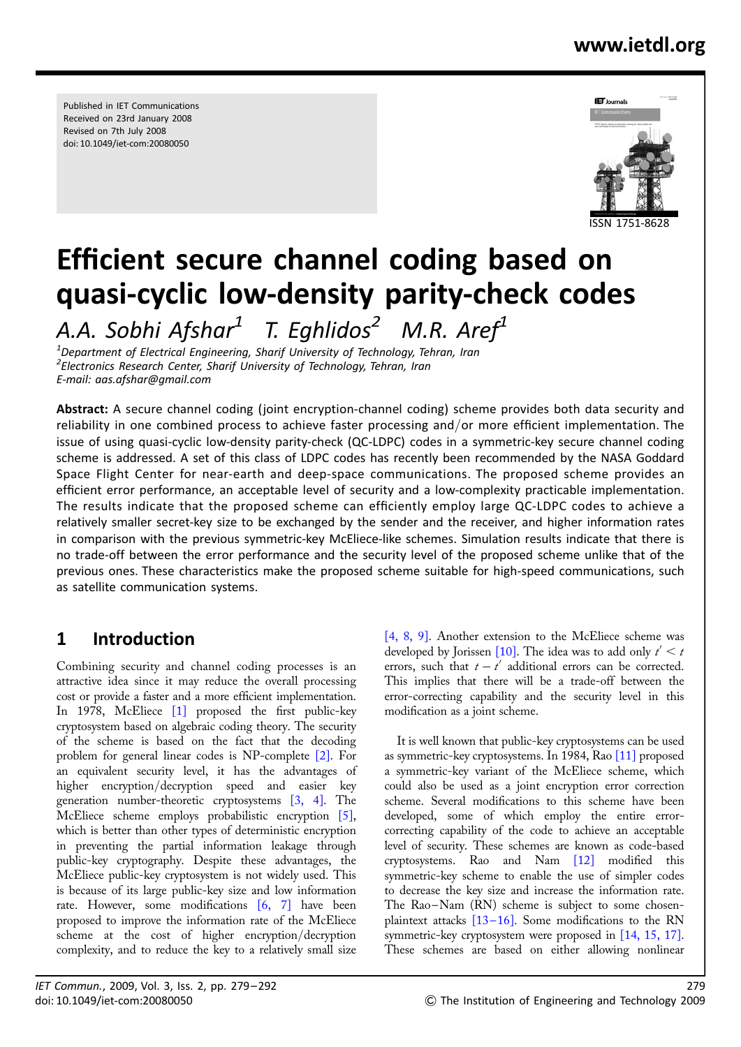Published in IET Communications
Received on 23rd January 2008
Revised on 7th July 2008
doi: 10.1049/iet-com:20080050

ISSN 1751-8628

# Efficient secure channel coding based on quasi-cyclic low-density parity-check codes

*A.A. Sobhi Afshar[1] T. Eghlidos[2] M.R. Aref[1]*

[1]*Department of Electrical Engineering, Sharif University of Technology, Tehran, Iran*
[2]*Electronics Research Center, Sharif University of Technology, Tehran, Iran*
*E-mail: aas.afshar@gmail.com*

**Abstract:** A secure channel coding (joint encryption-channel coding) scheme provides both data security and reliability in one combined process to achieve faster processing and/or more efficient implementation. The issue of using quasi-cyclic low-density parity-check (QC-LDPC) codes in a symmetric-key secure channel coding scheme is addressed. A set of this class of LDPC codes has recently been recommended by the NASA Goddard Space Flight Center for near-earth and deep-space communications. The proposed scheme provides an efficient error performance, an acceptable level of security and a low-complexity practicable implementation. The results indicate that the proposed scheme can efficiently employ large QC-LDPC codes to achieve a relatively smaller secret-key size to be exchanged by the sender and the receiver, and higher information rates in comparison with the previous symmetric-key McEliece-like schemes. Simulation results indicate that there is no trade-off between the error performance and the security level of the proposed scheme unlike that of the previous ones. These characteristics make the proposed scheme suitable for high-speed communications, such as satellite communication systems.

## 1 Introduction

Combining security and channel coding processes is an attractive idea since it may reduce the overall processing cost or provide a faster and a more efficient implementation. In 1978, McEliece [1] proposed the first public-key cryptosystem based on algebraic coding theory. The security of the scheme is based on the fact that the decoding problem for general linear codes is NP-complete [2]. For an equivalent security level, it has the advantages of higher encryption/decryption speed and easier key generation number-theoretic cryptosystems [3, 4]. The McEliece scheme employs probabilistic encryption [5], which is better than other types of deterministic encryption in preventing the partial information leakage through public-key cryptography. Despite these advantages, the McEliece public-key cryptosystem is not widely used. This is because of its large public-key size and low information rate. However, some modifications [6, 7] have been proposed to improve the information rate of the McEliece scheme at the cost of higher encryption/decryption complexity, and to reduce the key to a relatively small size [4, 8, 9]. Another extension to the McEliece scheme was developed by Jorissen [10]. The idea was to add only $t' < t$ errors, such that $t - t'$ additional errors can be corrected. This implies that there will be a trade-off between the error-correcting capability and the security level in this modification as a joint scheme.

It is well known that public-key cryptosystems can be used as symmetric-key cryptosystems. In 1984, Rao [11] proposed a symmetric-key variant of the McEliece scheme, which could also be used as a joint encryption error correction scheme. Several modifications to this scheme have been developed, some of which employ the entire error-correcting capability of the code to achieve an acceptable level of security. These schemes are known as code-based cryptosystems. Rao and Nam [12] modified this symmetric-key scheme to enable the use of simpler codes to decrease the key size and increase the information rate. The Rao–Nam (RN) scheme is subject to some chosen-plaintext attacks [13–16]. Some modifications to the RN symmetric-key cryptosystem were proposed in [14, 15, 17]. These schemes are based on either allowing nonlinear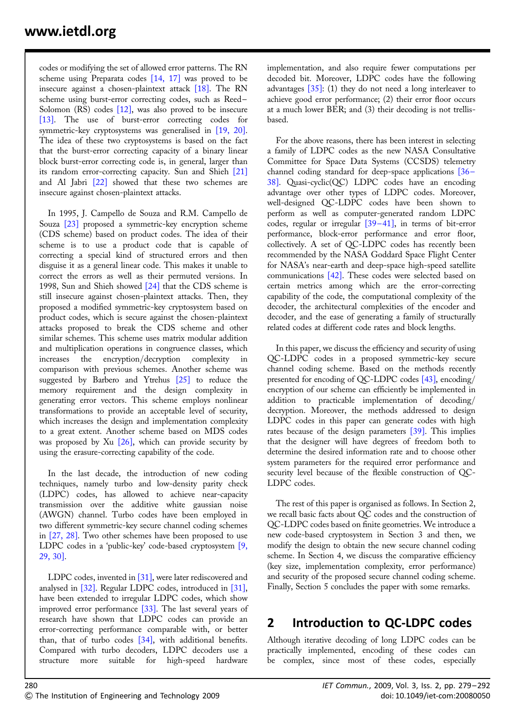codes or modifying the set of allowed error patterns. The RN scheme using Preparata codes [14, 17] was proved to be insecure against a chosen-plaintext attack [18]. The RN scheme using burst-error correcting codes, such as Reed–Solomon (RS) codes [12], was also proved to be insecure [13]. The use of burst-error correcting codes for symmetric-key cryptosystems was generalised in [19, 20]. The idea of these two cryptosystems is based on the fact that the burst-error correcting capacity of a binary linear block burst-error correcting code is, in general, larger than its random error-correcting capacity. Sun and Shieh [21] and Al Jabri [22] showed that these two schemes are insecure against chosen-plaintext attacks.

In 1995, J. Campello de Souza and R.M. Campello de Souza [23] proposed a symmetric-key encryption scheme (CDS scheme) based on product codes. The idea of their scheme is to use a product code that is capable of correcting a special kind of structured errors and then disguise it as a general linear code. This makes it unable to correct the errors as well as their permuted versions. In 1998, Sun and Shieh showed [24] that the CDS scheme is still insecure against chosen-plaintext attacks. Then, they proposed a modified symmetric-key cryptosystem based on product codes, which is secure against the chosen-plaintext attacks proposed to break the CDS scheme and other similar schemes. This scheme uses matrix modular addition and multiplication operations in congruence classes, which increases the encryption/decryption complexity in comparison with previous schemes. Another scheme was suggested by Barbero and Ytrehus [25] to reduce the memory requirement and the design complexity in generating error vectors. This scheme employs nonlinear transformations to provide an acceptable level of security, which increases the design and implementation complexity to a great extent. Another scheme based on MDS codes was proposed by Xu [26], which can provide security by using the erasure-correcting capability of the code.

In the last decade, the introduction of new coding techniques, namely turbo and low-density parity check (LDPC) codes, has allowed to achieve near-capacity transmission over the additive white gaussian noise (AWGN) channel. Turbo codes have been employed in two different symmetric-key secure channel coding schemes in [27, 28]. Two other schemes have been proposed to use LDPC codes in a 'public-key' code-based cryptosystem [9, 29, 30].

LDPC codes, invented in [31], were later rediscovered and analysed in [32]. Regular LDPC codes, introduced in [31], have been extended to irregular LDPC codes, which show improved error performance [33]. The last several years of research have shown that LDPC codes can provide an error-correcting performance comparable with, or better than, that of turbo codes [34], with additional benefits. Compared with turbo decoders, LDPC decoders use a structure more suitable for high-speed hardware implementation, and also require fewer computations per decoded bit. Moreover, LDPC codes have the following advantages [35]: (1) they do not need a long interleaver to achieve good error performance; (2) their error floor occurs at a much lower BER; and (3) their decoding is not trellis-based.

For the above reasons, there has been interest in selecting a family of LDPC codes as the new NASA Consultative Committee for Space Data Systems (CCSDS) telemetry channel coding standard for deep-space applications [36–38]. Quasi-cyclic(QC) LDPC codes have an encoding advantage over other types of LDPC codes. Moreover, well-designed QC-LDPC codes have been shown to perform as well as computer-generated random LDPC codes, regular or irregular [39–41], in terms of bit-error performance, block-error performance and error floor, collectively. A set of QC-LDPC codes has recently been recommended by the NASA Goddard Space Flight Center for NASA's near-earth and deep-space high-speed satellite communications [42]. These codes were selected based on certain metrics among which are the error-correcting capability of the code, the computational complexity of the decoder, the architectural complexities of the encoder and decoder, and the ease of generating a family of structurally related codes at different code rates and block lengths.

In this paper, we discuss the efficiency and security of using QC-LDPC codes in a proposed symmetric-key secure channel coding scheme. Based on the methods recently presented for encoding of QC-LDPC codes [43], encoding/encryption of our scheme can efficiently be implemented in addition to practicable implementation of decoding/decryption. Moreover, the methods addressed to design LDPC codes in this paper can generate codes with high rates because of the design parameters [39]. This implies that the designer will have degrees of freedom both to determine the desired information rate and to choose other system parameters for the required error performance and security level because of the flexible construction of QC-LDPC codes.

The rest of this paper is organised as follows. In Section 2, we recall basic facts about QC codes and the construction of QC-LDPC codes based on finite geometries. We introduce a new code-based cryptosystem in Section 3 and then, we modify the design to obtain the new secure channel coding scheme. In Section 4, we discuss the comparative efficiency (key size, implementation complexity, error performance) and security of the proposed secure channel coding scheme. Finally, Section 5 concludes the paper with some remarks.

## 2 Introduction to QC-LDPC codes

Although iterative decoding of long LDPC codes can be practically implemented, encoding of these codes can be complex, since most of these codes, especially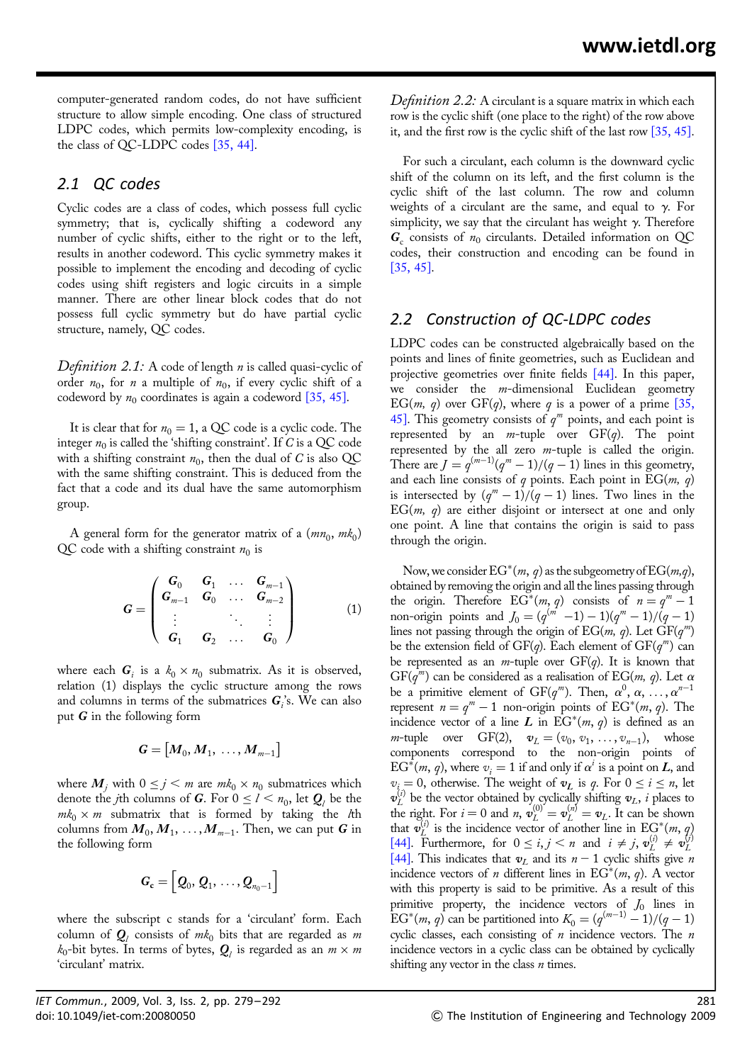computer-generated random codes, do not have sufficient structure to allow simple encoding. One class of structured LDPC codes, which permits low-complexity encoding, is the class of QC-LDPC codes [35, 44].

## 2.1 QC codes

Cyclic codes are a class of codes, which possess full cyclic symmetry; that is, cyclically shifting a codeword any number of cyclic shifts, either to the right or to the left, results in another codeword. This cyclic symmetry makes it possible to implement the encoding and decoding of cyclic codes using shift registers and logic circuits in a simple manner. There are other linear block codes that do not possess full cyclic symmetry but do have partial cyclic structure, namely, QC codes.

*Definition 2.1:* A code of length $n$ is called quasi-cyclic of order $n_0$, for $n$ a multiple of $n_0$, if every cyclic shift of a codeword by $n_0$ coordinates is again a codeword [35, 45].

It is clear that for $n_0 = 1$, a QC code is a cyclic code. The integer $n_0$ is called the 'shifting constraint'. If $C$ is a QC code with a shifting constraint $n_0$, then the dual of $C$ is also QC with the same shifting constraint. This is deduced from the fact that a code and its dual have the same automorphism group.

A general form for the generator matrix of a $(mn_0, mk_0)$ QC code with a shifting constraint $n_0$ is

$$\boldsymbol{G} = \begin{pmatrix} \boldsymbol{G}_0 & \boldsymbol{G}_1 & \dots & \boldsymbol{G}_{m-1} \\ \boldsymbol{G}_{m-1} & \boldsymbol{G}_0 & \dots & \boldsymbol{G}_{m-2} \\ \vdots & & \ddots & \vdots \\ \boldsymbol{G}_1 & \boldsymbol{G}_2 & \dots & \boldsymbol{G}_0 \end{pmatrix} \tag{1}$$

where each $\boldsymbol{G}_i$ is a $k_0 \times n_0$ submatrix. As it is observed, relation (1) displays the cyclic structure among the rows and columns in terms of the submatrices $\boldsymbol{G}_i$'s. We can also put $\boldsymbol{G}$ in the following form

$$\boldsymbol{G} = [\boldsymbol{M}_0, \boldsymbol{M}_1, \dots, \boldsymbol{M}_{m-1}]$$

where $\boldsymbol{M}_j$ with $0 \le j < m$ are $mk_0 \times n_0$ submatrices which denote the $j$th columns of $\boldsymbol{G}$. For $0 \le l < n_0$, let $\boldsymbol{Q}_l$ be the $mk_0 \times m$ submatrix that is formed by taking the $l$th columns from $\boldsymbol{M}_0, \boldsymbol{M}_1, \dots, \boldsymbol{M}_{m-1}$. Then, we can put $\boldsymbol{G}$ in the following form

$$\boldsymbol{G}_c = \left[\boldsymbol{Q}_0, \boldsymbol{Q}_1, \dots, \boldsymbol{Q}_{n_0-1}\right]$$

where the subscript c stands for a 'circulant' form. Each column of $\boldsymbol{Q}_l$ consists of $mk_0$ bits that are regarded as $m$ $k_0$-bit bytes. In terms of bytes, $\boldsymbol{Q}_l$ is regarded as an $m \times m$ 'circulant' matrix.

*Definition 2.2:* A circulant is a square matrix in which each row is the cyclic shift (one place to the right) of the row above it, and the first row is the cyclic shift of the last row [35, 45].

For such a circulant, each column is the downward cyclic shift of the column on its left, and the first column is the cyclic shift of the last column. The row and column weights of a circulant are the same, and equal to $\gamma$. For simplicity, we say that the circulant has weight $\gamma$. Therefore $\boldsymbol{G}_c$ consists of $n_0$ circulants. Detailed information on QC codes, their construction and encoding can be found in [35, 45].

## 2.2 Construction of QC-LDPC codes

LDPC codes can be constructed algebraically based on the points and lines of finite geometries, such as Euclidean and projective geometries over finite fields [44]. In this paper, we consider the $m$-dimensional Euclidean geometry $\mathrm{EG}(m, q)$ over $\mathrm{GF}(q)$, where $q$ is a power of a prime [35, 45]. This geometry consists of $q^m$ points, and each point is represented by an $m$-tuple over $\mathrm{GF}(q)$. The point represented by the all zero $m$-tuple is called the origin. There are $J = q^{(m-1)}(q^m - 1)/(q - 1)$ lines in this geometry, and each line consists of $q$ points. Each point in $\mathrm{EG}(m, q)$ is intersected by $(q^m - 1)/(q - 1)$ lines. Two lines in the $\mathrm{EG}(m, q)$ are either disjoint or intersect at one and only one point. A line that contains the origin is said to pass through the origin.

Now, we consider $\mathrm{EG}^*(m, q)$ as the subgeometry of $\mathrm{EG}(m,q)$, obtained by removing the origin and all the lines passing through the origin. Therefore $\mathrm{EG}^*(m, q)$ consists of $n = q^m - 1$ non-origin points and $J_0 = (q^{(m-1)} - 1)(q^m - 1)/(q - 1)$ lines not passing through the origin of $\mathrm{EG}(m, q)$. Let $\mathrm{GF}(q^m)$ be the extension field of $\mathrm{GF}(q)$. Each element of $\mathrm{GF}(q^m)$ can be represented as an $m$-tuple over $\mathrm{GF}(q)$. It is known that $\mathrm{GF}(q^m)$ can be considered as a realisation of $\mathrm{EG}(m, q)$. Let $\alpha$ be a primitive element of $\mathrm{GF}(q^m)$. Then, $\alpha^0, \alpha, \dots, \alpha^{n-1}$ represent $n = q^m - 1$ non-origin points of $\mathrm{EG}^*(m, q)$. The incidence vector of a line $\boldsymbol{L}$ in $\mathrm{EG}^*(m, q)$ is defined as an $m$-tuple over $\mathrm{GF}(2)$, $\boldsymbol{v}_L = (v_0, v_1, \dots, v_{n-1})$, whose components correspond to the non-origin points of $\mathrm{EG}^*(m, q)$, where $v_i = 1$ if and only if $\alpha^i$ is a point on $\boldsymbol{L}$, and $v_i = 0$, otherwise. The weight of $\boldsymbol{v}_L$ is $q$. For $0 \le i \le n$, let $\boldsymbol{v}_L^{(i)}$ be the vector obtained by cyclically shifting $\boldsymbol{v}_L$, $i$ places to the right. For $i = 0$ and $n$, $\boldsymbol{v}_L^{(0)} = \boldsymbol{v}_L^{(n)} = \boldsymbol{v}_L$. It can be shown that $\boldsymbol{v}_L^{(i)}$ is the incidence vector of another line in $\mathrm{EG}^*(m, q)$ [44]. Furthermore, for $0 \le i, j < n$ and $i \neq j$, $\boldsymbol{v}_L^{(i)} \neq \boldsymbol{v}_L^{(j)}$ [44]. This indicates that $\boldsymbol{v}_L$ and its $n - 1$ cyclic shifts give $n$ incidence vectors of $n$ different lines in $\mathrm{EG}^*(m, q)$. A vector with this property is said to be primitive. As a result of this primitive property, the incidence vectors of $J_0$ lines in $\mathrm{EG}^*(m, q)$ can be partitioned into $K_0 = (q^{(m-1)} - 1)/(q - 1)$ cyclic classes, each consisting of $n$ incidence vectors. The $n$ incidence vectors in a cyclic class can be obtained by cyclically shifting any vector in the class $n$ times.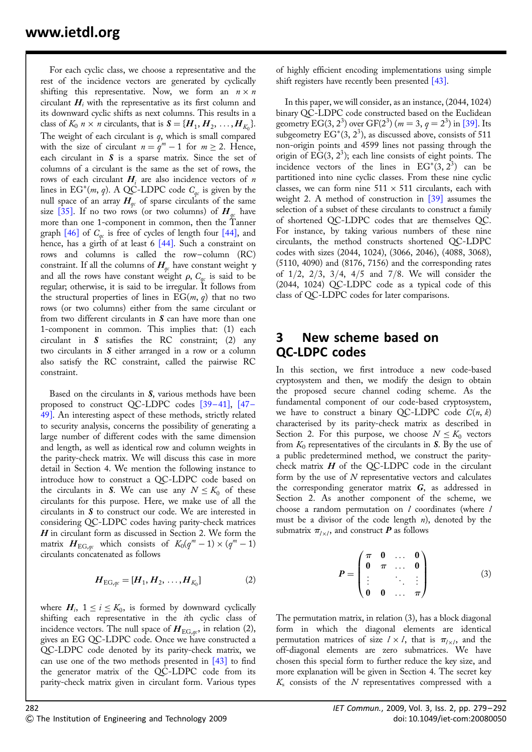For each cyclic class, we choose a representative and the rest of the incidence vectors are generated by cyclically shifting this representative. Now, we form an $n \times n$ circulant $\boldsymbol{H}_i$ with the representative as its first column and its downward cyclic shifts as next columns. This results in a class of $K_0$ $n \times n$ circulants, that is $\boldsymbol{S} = \{\boldsymbol{H}_1, \boldsymbol{H}_2, \ldots, \boldsymbol{H}_{K_0}\}$. The weight of each circulant is $q$, which is small compared with the size of circulant $n = q^m - 1$ for $m \geq 2$. Hence, each circulant in $\boldsymbol{S}$ is a sparse matrix. Since the set of columns of a circulant is the same as the set of rows, the rows of each circulant $\boldsymbol{H}_i$ are also incidence vectors of $n$ lines in $\mathrm{EG}^*(m, q)$. A QC-LDPC code $C_{qc}$ is given by the null space of an array $\boldsymbol{H}_{qc}$ of sparse circulants of the same size [35]. If no two rows (or two columns) of $\boldsymbol{H}_{qc}$ have more than one 1-component in common, then the Tanner graph [46] of $C_{qc}$ is free of cycles of length four [44], and hence, has a girth of at least 6 [44]. Such a constraint on rows and columns is called the row–column (RC) constraint. If all the columns of $\boldsymbol{H}_{qc}$ have constant weight $\gamma$ and all the rows have constant weight $\rho$, $C_{qc}$ is said to be regular; otherwise, it is said to be irregular. It follows from the structural properties of lines in $\mathrm{EG}(m, q)$ that no two rows (or two columns) either from the same circulant or from two different circulants in $\boldsymbol{S}$ can have more than one 1-component in common. This implies that: (1) each circulant in $\boldsymbol{S}$ satisfies the RC constraint; (2) any two circulants in $\boldsymbol{S}$ either arranged in a row or a column also satisfy the RC constraint, called the pairwise RC constraint.

Based on the circulants in $\boldsymbol{S}$, various methods have been proposed to construct QC-LDPC codes [39–41], [47–49]. An interesting aspect of these methods, strictly related to security analysis, concerns the possibility of generating a large number of different codes with the same dimension and length, as well as identical row and column weights in the parity-check matrix. We will discuss this case in more detail in Section 4. We mention the following instance to introduce how to construct a QC-LDPC code based on the circulants in $\boldsymbol{S}$. We can use any $N \leq K_0$ of these circulants for this purpose. Here, we make use of all the circulants in $\boldsymbol{S}$ to construct our code. We are interested in considering QC-LDPC codes having parity-check matrices $\boldsymbol{H}$ in circulant form as discussed in Section 2. We form the matrix $\boldsymbol{H}_{\mathrm{EG},qc}$ which consists of $K_0(q^m - 1) \times (q^m - 1)$ circulants concatenated as follows

$$\boldsymbol{H}_{\mathrm{EG},qc} = [\boldsymbol{H}_1, \boldsymbol{H}_2, \ldots, \boldsymbol{H}_{K_0}] \tag{2}$$

where $\boldsymbol{H}_i$, $1 \leq i \leq K_0$, is formed by downward cyclically shifting each representative in the $i$th cyclic class of incidence vectors. The null space of $\boldsymbol{H}_{\mathrm{EG},qc}$, in relation (2), gives an EG QC-LDPC code. Once we have constructed a QC-LDPC code denoted by its parity-check matrix, we can use one of the two methods presented in [43] to find the generator matrix of the QC-LDPC code from its parity-check matrix given in circulant form. Various types of highly efficient encoding implementations using simple shift registers have recently been presented [43].

In this paper, we will consider, as an instance, (2044, 1024) binary QC-LDPC code constructed based on the Euclidean geometry $\mathrm{EG}(3, 2^3)$ over $\mathrm{GF}(2^3)$ ($m = 3$, $q = 2^3$) in [39]. Its subgeometry $\mathrm{EG}^*(3, 2^3)$, as discussed above, consists of 511 non-origin points and 4599 lines not passing through the origin of $\mathrm{EG}(3, 2^3)$; each line consists of eight points. The incidence vectors of the lines in $\mathrm{EG}^*(3, 2^3)$ can be partitioned into nine cyclic classes. From these nine cyclic classes, we can form nine $511 \times 511$ circulants, each with weight 2. A method of construction in [39] assumes the selection of a subset of these circulants to construct a family of shortened QC-LDPC codes that are themselves QC. For instance, by taking various numbers of these nine circulants, the method constructs shortened QC-LDPC codes with sizes (2044, 1024), (3066, 2046), (4088, 3068), (5110, 4090) and (8176, 7156) and the corresponding rates of 1/2, 2/3, 3/4, 4/5 and 7/8. We will consider the (2044, 1024) QC-LDPC code as a typical code of this class of QC-LDPC codes for later comparisons.

# 3 New scheme based on QC-LDPC codes

In this section, we first introduce a new code-based cryptosystem and then, we modify the design to obtain the proposed secure channel coding scheme. As the fundamental component of our code-based cryptosystem, we have to construct a binary QC-LDPC code $C(n, k)$ characterised by its parity-check matrix as described in Section 2. For this purpose, we choose $N \leq K_0$ vectors from $K_0$ representatives of the circulants in $\boldsymbol{S}$. By the use of a public predetermined method, we construct the parity-check matrix $\boldsymbol{H}$ of the QC-LDPC code in the circulant form by the use of $N$ representative vectors and calculates the corresponding generator matrix $\boldsymbol{G}$, as addressed in Section 2. As another component of the scheme, we choose a random permutation on $l$ coordinates (where $l$ must be a divisor of the code length $n$), denoted by the submatrix $\pi_{l \times l}$, and construct $\boldsymbol{P}$ as follows

$$\boldsymbol{P} = \begin{pmatrix} \pi & \mathbf{0} & \ldots & \mathbf{0} \\ \mathbf{0} & \pi & \ldots & \mathbf{0} \\ \vdots & & \ddots & \vdots \\ \mathbf{0} & \mathbf{0} & \ldots & \pi \end{pmatrix} \tag{3}$$

The permutation matrix, in relation (3), has a block diagonal form in which the diagonal elements are identical permutation matrices of size $l \times l$, that is $\pi_{l \times l}$, and the off-diagonal elements are zero submatrices. We have chosen this special form to further reduce the key size, and more explanation will be given in Section 4. The secret key $K_s$ consists of the $N$ representatives compressed with a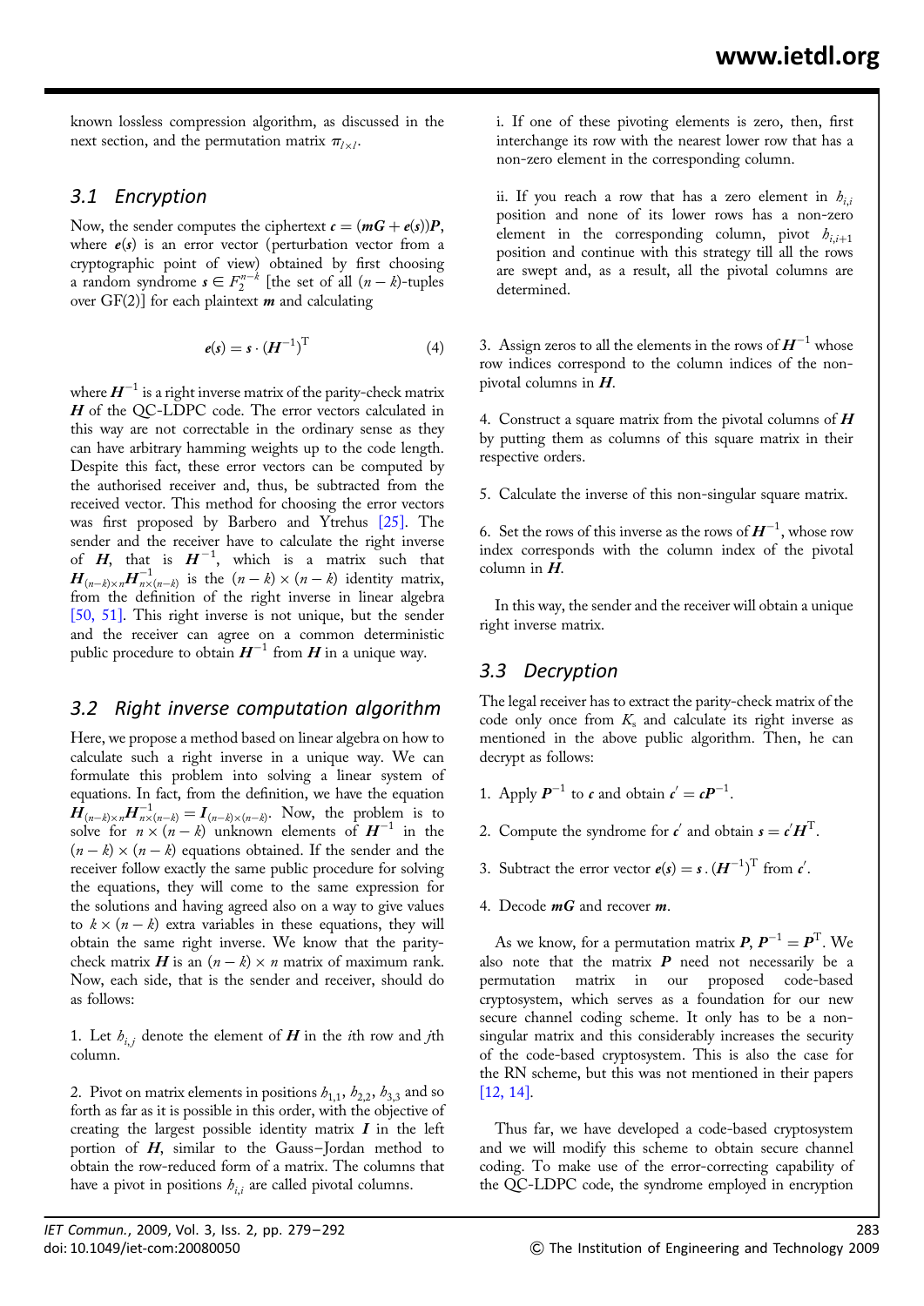known lossless compression algorithm, as discussed in the next section, and the permutation matrix $\pi_{l\times l}$.

## 3.1 Encryption

Now, the sender computes the ciphertext $\boldsymbol{c} = (\boldsymbol{mG} + \boldsymbol{e}(\boldsymbol{s}))\boldsymbol{P}$, where $\boldsymbol{e}(\boldsymbol{s})$ is an error vector (perturbation vector from a cryptographic point of view) obtained by first choosing a random syndrome $\boldsymbol{s} \in F_2^{n-k}$ [the set of all $(n-k)$-tuples over GF(2)] for each plaintext $\boldsymbol{m}$ and calculating

$$\boldsymbol{e}(\boldsymbol{s}) = \boldsymbol{s} \cdot (\boldsymbol{H}^{-1})^{\mathrm{T}} \tag{4}$$

where $\boldsymbol{H}^{-1}$ is a right inverse matrix of the parity-check matrix $\boldsymbol{H}$ of the QC-LDPC code. The error vectors calculated in this way are not correctable in the ordinary sense as they can have arbitrary hamming weights up to the code length. Despite this fact, these error vectors can be computed by the authorised receiver and, thus, be subtracted from the received vector. This method for choosing the error vectors was first proposed by Barbero and Ytrehus [25]. The sender and the receiver have to calculate the right inverse of $\boldsymbol{H}$, that is $\boldsymbol{H}^{-1}$, which is a matrix such that $\boldsymbol{H}_{(n-k)\times n}\boldsymbol{H}^{-1}_{n\times(n-k)}$ is the $(n-k)\times(n-k)$ identity matrix, from the definition of the right inverse in linear algebra [50, 51]. This right inverse is not unique, but the sender and the receiver can agree on a common deterministic public procedure to obtain $\boldsymbol{H}^{-1}$ from $\boldsymbol{H}$ in a unique way.

## 3.2 Right inverse computation algorithm

Here, we propose a method based on linear algebra on how to calculate such a right inverse in a unique way. We can formulate this problem into solving a linear system of equations. In fact, from the definition, we have the equation $\boldsymbol{H}_{(n-k)\times n}\boldsymbol{H}^{-1}_{n\times(n-k)} = \boldsymbol{I}_{(n-k)\times(n-k)}$. Now, the problem is to solve for $n \times (n-k)$ unknown elements of $\boldsymbol{H}^{-1}$ in the $(n-k)\times(n-k)$ equations obtained. If the sender and the receiver follow exactly the same public procedure for solving the equations, they will come to the same expression for the solutions and having agreed also on a way to give values to $k \times (n-k)$ extra variables in these equations, they will obtain the same right inverse. We know that the parity-check matrix $\boldsymbol{H}$ is an $(n-k)\times n$ matrix of maximum rank. Now, each side, that is the sender and receiver, should do as follows:

1. Let $h_{i,j}$ denote the element of $\boldsymbol{H}$ in the $i$th row and $j$th column.

2. Pivot on matrix elements in positions $h_{1,1}$, $h_{2,2}$, $h_{3,3}$ and so forth as far as it is possible in this order, with the objective of creating the largest possible identity matrix $\boldsymbol{I}$ in the left portion of $\boldsymbol{H}$, similar to the Gauss–Jordan method to obtain the row-reduced form of a matrix. The columns that have a pivot in positions $h_{i,i}$ are called pivotal columns.

   i. If one of these pivoting elements is zero, then, first interchange its row with the nearest lower row that has a non-zero element in the corresponding column.

   ii. If you reach a row that has a zero element in $h_{i,i}$ position and none of its lower rows has a non-zero element in the corresponding column, pivot $h_{i,i+1}$ position and continue with this strategy till all the rows are swept and, as a result, all the pivotal columns are determined.

3. Assign zeros to all the elements in the rows of $\boldsymbol{H}^{-1}$ whose row indices correspond to the column indices of the non-pivotal columns in $\boldsymbol{H}$.

4. Construct a square matrix from the pivotal columns of $\boldsymbol{H}$ by putting them as columns of this square matrix in their respective orders.

5. Calculate the inverse of this non-singular square matrix.

6. Set the rows of this inverse as the rows of $\boldsymbol{H}^{-1}$, whose row index corresponds with the column index of the pivotal column in $\boldsymbol{H}$.

In this way, the sender and the receiver will obtain a unique right inverse matrix.

## 3.3 Decryption

The legal receiver has to extract the parity-check matrix of the code only once from $K_s$ and calculate its right inverse as mentioned in the above public algorithm. Then, he can decrypt as follows:

1. Apply $\boldsymbol{P}^{-1}$ to $\boldsymbol{c}$ and obtain $\boldsymbol{c}' = \boldsymbol{c}\boldsymbol{P}^{-1}$.

2. Compute the syndrome for $\boldsymbol{c}'$ and obtain $\boldsymbol{s} = \boldsymbol{c}'\boldsymbol{H}^{\mathrm{T}}$.

3. Subtract the error vector $\boldsymbol{e}(\boldsymbol{s}) = \boldsymbol{s} \cdot (\boldsymbol{H}^{-1})^{\mathrm{T}}$ from $\boldsymbol{c}'$.

4. Decode $\boldsymbol{mG}$ and recover $\boldsymbol{m}$.

As we know, for a permutation matrix $\boldsymbol{P}$, $\boldsymbol{P}^{-1} = \boldsymbol{P}^{\mathrm{T}}$. We also note that the matrix $\boldsymbol{P}$ need not necessarily be a permutation matrix in our proposed code-based cryptosystem, which serves as a foundation for our new secure channel coding scheme. It only has to be a non-singular matrix and this considerably increases the security of the code-based cryptosystem. This is also the case for the RN scheme, but this was not mentioned in their papers [12, 14].

Thus far, we have developed a code-based cryptosystem and we will modify this scheme to obtain secure channel coding. To make use of the error-correcting capability of the QC-LDPC code, the syndrome employed in encryption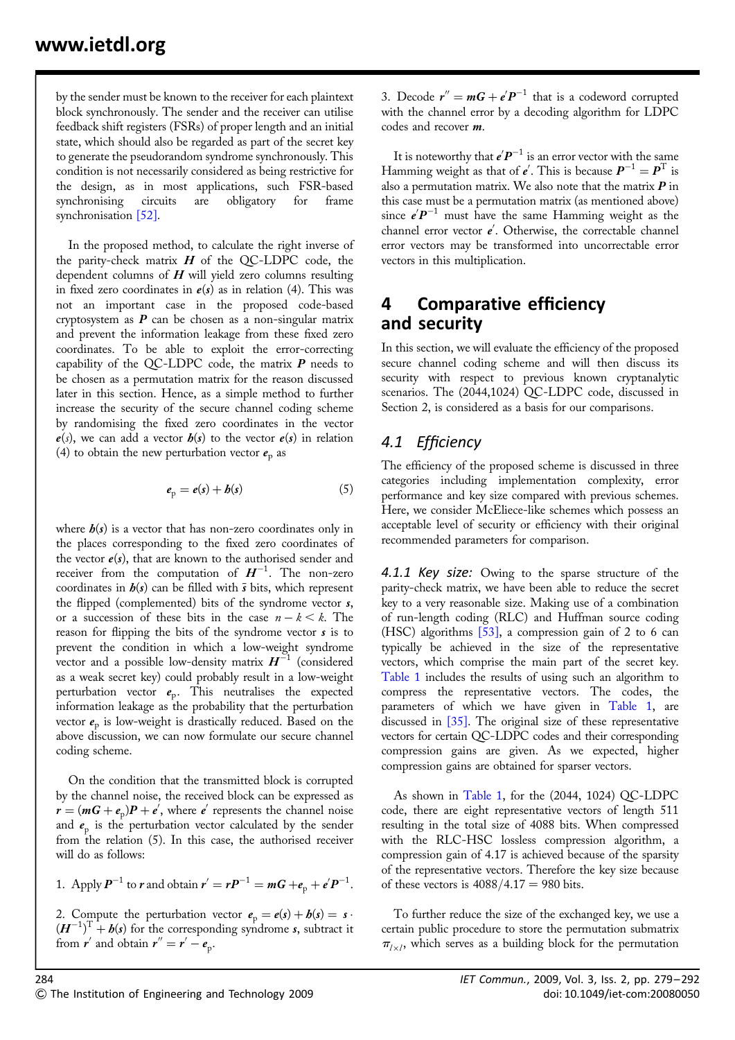by the sender must be known to the receiver for each plaintext block synchronously. The sender and the receiver can utilise feedback shift registers (FSRs) of proper length and an initial state, which should also be regarded as part of the secret key to generate the pseudorandom syndrome synchronously. This condition is not necessarily considered as being restrictive for the design, as in most applications, such FSR-based synchronising circuits are obligatory for frame synchronisation [52].

In the proposed method, to calculate the right inverse of the parity-check matrix $\boldsymbol{H}$ of the QC-LDPC code, the dependent columns of $\boldsymbol{H}$ will yield zero columns resulting in fixed zero coordinates in $\boldsymbol{e}(\boldsymbol{s})$ as in relation (4). This was not an important case in the proposed code-based cryptosystem as $\boldsymbol{P}$ can be chosen as a non-singular matrix and prevent the information leakage from these fixed zero coordinates. To be able to exploit the error-correcting capability of the QC-LDPC code, the matrix $\boldsymbol{P}$ needs to be chosen as a permutation matrix for the reason discussed later in this section. Hence, as a simple method to further increase the security of the secure channel coding scheme by randomising the fixed zero coordinates in the vector $\boldsymbol{e}(s)$, we can add a vector $\boldsymbol{h}(s)$ to the vector $\boldsymbol{e}(s)$ in relation (4) to obtain the new perturbation vector $\boldsymbol{e}_{\mathrm{p}}$ as

$$\boldsymbol{e}_{\mathrm{p}} = \boldsymbol{e}(\boldsymbol{s}) + \boldsymbol{h}(\boldsymbol{s}) \tag{5}$$

where $\boldsymbol{h}(\boldsymbol{s})$ is a vector that has non-zero coordinates only in the places corresponding to the fixed zero coordinates of the vector $\boldsymbol{e}(\boldsymbol{s})$, that are known to the authorised sender and receiver from the computation of $\boldsymbol{H}^{-1}$. The non-zero coordinates in $\boldsymbol{h}(\boldsymbol{s})$ can be filled with $\bar{s}$ bits, which represent the flipped (complemented) bits of the syndrome vector $\boldsymbol{s}$, or a succession of these bits in the case $n-k<k$. The reason for flipping the bits of the syndrome vector $\boldsymbol{s}$ is to prevent the condition in which a low-weight syndrome vector and a possible low-density matrix $\boldsymbol{H}^{-1}$ (considered as a weak secret key) could probably result in a low-weight perturbation vector $\boldsymbol{e}_{\mathrm{p}}$. This neutralises the expected information leakage as the probability that the perturbation vector $\boldsymbol{e}_{\mathrm{p}}$ is low-weight is drastically reduced. Based on the above discussion, we can now formulate our secure channel coding scheme.

On the condition that the transmitted block is corrupted by the channel noise, the received block can be expressed as $\boldsymbol{r} = (\boldsymbol{mG} + \boldsymbol{e}_{\mathrm{p}})\boldsymbol{P} + \boldsymbol{e}'$, where $\boldsymbol{e}'$ represents the channel noise and $\boldsymbol{e}_{\mathrm{p}}$ is the perturbation vector calculated by the sender from the relation (5). In this case, the authorised receiver will do as follows:

1. Apply $\boldsymbol{P}^{-1}$ to $\boldsymbol{r}$ and obtain $\boldsymbol{r}' = \boldsymbol{rP}^{-1} = \boldsymbol{mG} + \boldsymbol{e}_{\mathrm{p}} + \boldsymbol{e}'\boldsymbol{P}^{-1}$.

2. Compute the perturbation vector $\boldsymbol{e}_{\mathrm{p}} = \boldsymbol{e}(\boldsymbol{s}) + \boldsymbol{h}(\boldsymbol{s}) = \boldsymbol{s} \cdot (\boldsymbol{H}^{-1})^{\mathrm{T}} + \boldsymbol{h}(\boldsymbol{s})$ for the corresponding syndrome $\boldsymbol{s}$, subtract it from $\boldsymbol{r}'$ and obtain $\boldsymbol{r}'' = \boldsymbol{r}' - \boldsymbol{e}_{\mathrm{p}}$.

3. Decode $\boldsymbol{r}'' = \boldsymbol{mG} + \boldsymbol{e}'\boldsymbol{P}^{-1}$ that is a codeword corrupted with the channel error by a decoding algorithm for LDPC codes and recover $\boldsymbol{m}$.

It is noteworthy that $\boldsymbol{e}'\boldsymbol{P}^{-1}$ is an error vector with the same Hamming weight as that of $\boldsymbol{e}'$. This is because $\boldsymbol{P}^{-1} = \boldsymbol{P}^{\mathrm{T}}$ is also a permutation matrix. We also note that the matrix $\boldsymbol{P}$ in this case must be a permutation matrix (as mentioned above) since $\boldsymbol{e}'\boldsymbol{P}^{-1}$ must have the same Hamming weight as the channel error vector $\boldsymbol{e}'$. Otherwise, the correctable channel error vectors may be transformed into uncorrectable error vectors in this multiplication.

## 4 Comparative efficiency and security

In this section, we will evaluate the efficiency of the proposed secure channel coding scheme and will then discuss its security with respect to previous known cryptanalytic scenarios. The (2044,1024) QC-LDPC code, discussed in Section 2, is considered as a basis for our comparisons.

### 4.1 Efficiency

The efficiency of the proposed scheme is discussed in three categories including implementation complexity, error performance and key size compared with previous schemes. Here, we consider McEliece-like schemes which possess an acceptable level of security or efficiency with their original recommended parameters for comparison.

*4.1.1 Key size:* Owing to the sparse structure of the parity-check matrix, we have been able to reduce the secret key to a very reasonable size. Making use of a combination of run-length coding (RLC) and Huffman source coding (HSC) algorithms [53], a compression gain of 2 to 6 can typically be achieved in the size of the representative vectors, which comprise the main part of the secret key. Table 1 includes the results of using such an algorithm to compress the representative vectors. The codes, the parameters of which we have given in Table 1, are discussed in [35]. The original size of these representative vectors for certain QC-LDPC codes and their corresponding compression gains are given. As we expected, higher compression gains are obtained for sparser vectors.

As shown in Table 1, for the (2044, 1024) QC-LDPC code, there are eight representative vectors of length 511 resulting in the total size of 4088 bits. When compressed with the RLC-HSC lossless compression algorithm, a compression gain of 4.17 is achieved because of the sparsity of the representative vectors. Therefore the key size because of these vectors is $4088/4.17 = 980$ bits.

To further reduce the size of the exchanged key, we use a certain public procedure to store the permutation submatrix $\pi_{l \times l}$, which serves as a building block for the permutation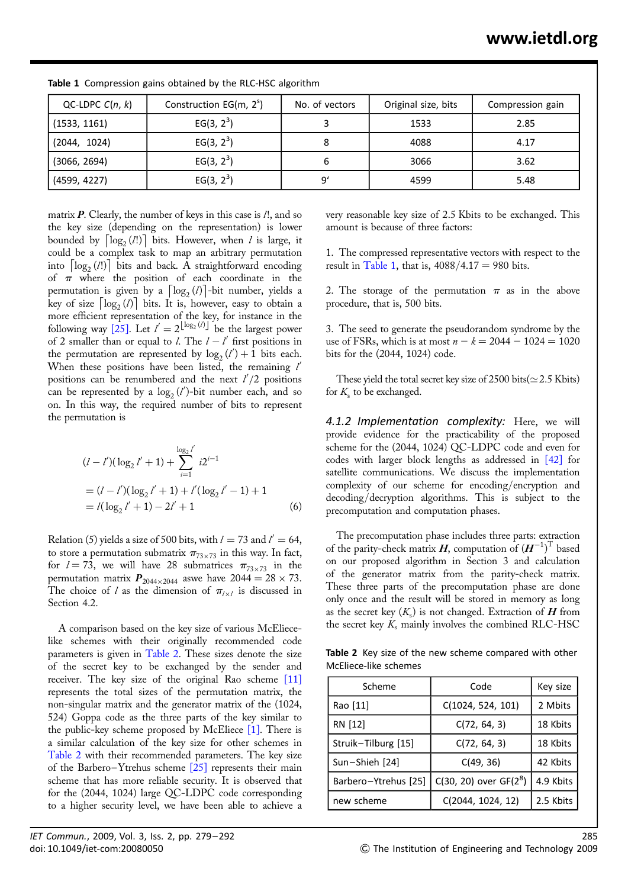**Table 1** Compression gains obtained by the RLC-HSC algorithm

| QC-LDPC $C(n, k)$ | Construction EG(m, $2^s$) | No. of vectors | Original size, bits | Compression gain |
|---|---|---|---|---|
| (1533, 1161) | EG(3, $2^3$) | 3 | 1533 | 2.85 |
| (2044, 1024) | EG(3, $2^3$) | 8 | 4088 | 4.17 |
| (3066, 2694) | EG(3, $2^3$) | 6 | 3066 | 3.62 |
| (4599, 4227) | EG(3, $2^3$) | 9′ | 4599 | 5.48 |

matrix $\boldsymbol{P}$. Clearly, the number of keys in this case is $l!$, and so the key size (depending on the representation) is lower bounded by $\lceil \log_2(l!) \rceil$ bits. However, when $l$ is large, it could be a complex task to map an arbitrary permutation into $\lceil \log_2(l!) \rceil$ bits and back. A straightforward encoding of $\pi$ where the position of each coordinate in the permutation is given by a $\lceil \log_2(l) \rceil$-bit number, yields a key of size $\lceil \log_2(l) \rceil$ bits. It is, however, easy to obtain a more efficient representation of the key, for instance in the following way [25]. Let $l' = 2^{\lfloor \log_2(l) \rfloor}$ be the largest power of 2 smaller than or equal to $l$. The $l - l'$ first positions in the permutation are represented by $\log_2(l') + 1$ bits each. When these positions have been listed, the remaining $l'$ positions can be renumbered and the next $l'/2$ positions can be represented by a $\log_2(l')$-bit number each, and so on. In this way, the required number of bits to represent the permutation is

$$
\begin{aligned}
&(l - l')(\log_2 l' + 1) + \sum_{i=1}^{\log_2 l'} i2^{i-1} \\
&= (l - l')(\log_2 l' + 1) + l'(\log_2 l' - 1) + 1 \\
&= l(\log_2 l' + 1) - 2l' + 1
\end{aligned}
\tag{6}
$$

Relation (5) yields a size of 500 bits, with $l = 73$ and $l' = 64$, to store a permutation submatrix $\pi_{73\times 73}$ in this way. In fact, for $l = 73$, we will have 28 submatrices $\pi_{73\times 73}$ in the permutation matrix $\boldsymbol{P}_{2044\times 2044}$ aswe have $2044 = 28 \times 73$. The choice of $l$ as the dimension of $\pi_{l\times l}$ is discussed in Section 4.2.

A comparison based on the key size of various McEliece-like schemes with their originally recommended code parameters is given in Table 2. These sizes denote the size of the secret key to be exchanged by the sender and receiver. The key size of the original Rao scheme [11] represents the total sizes of the permutation matrix, the non-singular matrix and the generator matrix of the (1024, 524) Goppa code as the three parts of the key similar to the public-key scheme proposed by McEliece [1]. There is a similar calculation of the key size for other schemes in Table 2 with their recommended parameters. The key size of the Barbero–Ytrehus scheme [25] represents their main scheme that has more reliable security. It is observed that for the (2044, 1024) large QC-LDPC code corresponding to a higher security level, we have been able to achieve a very reasonable key size of 2.5 Kbits to be exchanged. This amount is because of three factors:

1. The compressed representative vectors with respect to the result in Table 1, that is, $4088/4.17 = 980$ bits.

2. The storage of the permutation $\pi$ as in the above procedure, that is, 500 bits.

3. The seed to generate the pseudorandom syndrome by the use of FSRs, which is at most $n - k = 2044 - 1024 = 1020$ bits for the (2044, 1024) code.

These yield the total secret key size of 2500 bits($\simeq$2.5 Kbits) for $K_s$ to be exchanged.

*4.1.2 Implementation complexity:* Here, we will provide evidence for the practicability of the proposed scheme for the (2044, 1024) QC-LDPC code and even for codes with larger block lengths as addressed in [42] for satellite communications. We discuss the implementation complexity of our scheme for encoding/encryption and decoding/decryption algorithms. This is subject to the precomputation and computation phases.

The precomputation phase includes three parts: extraction of the parity-check matrix $\boldsymbol{H}$, computation of $(\boldsymbol{H}^{-1})^{\mathrm{T}}$ based on our proposed algorithm in Section 3 and calculation of the generator matrix from the parity-check matrix. These three parts of the precomputation phase are done only once and the result will be stored in memory as long as the secret key ($K_s$) is not changed. Extraction of $\boldsymbol{H}$ from the secret key $K_s$ mainly involves the combined RLC-HSC

**Table 2** Key size of the new scheme compared with other McEliece-like schemes

| Scheme | Code | Key size |
|---|---|---|
| Rao [11] | C(1024, 524, 101) | 2 Mbits |
| RN [12] | C(72, 64, 3) | 18 Kbits |
| Struik–Tilburg [15] | C(72, 64, 3) | 18 Kbits |
| Sun–Shieh [24] | C(49, 36) | 42 Kbits |
| Barbero–Ytrehus [25] | C(30, 20) over GF($2^8$) | 4.9 Kbits |
| new scheme | C(2044, 1024, 12) | 2.5 Kbits |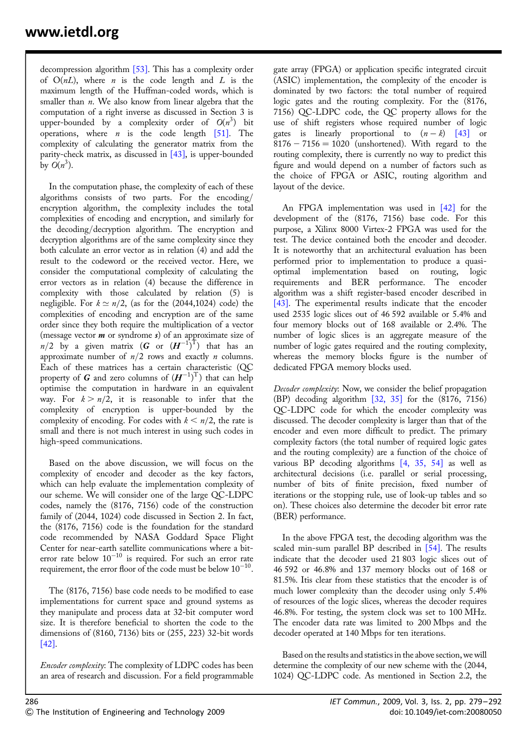decompression algorithm [53]. This has a complexity order of O($nL$), where $n$ is the code length and $L$ is the maximum length of the Huffman-coded words, which is smaller than $n$. We also know from linear algebra that the computation of a right inverse as discussed in Section 3 is upper-bounded by a complexity order of $O(n^3)$ bit operations, where $n$ is the code length [51]. The complexity of calculating the generator matrix from the parity-check matrix, as discussed in [43], is upper-bounded by $O(n^3)$.

In the computation phase, the complexity of each of these algorithms consists of two parts. For the encoding/encryption algorithm, the complexity includes the total complexities of encoding and encryption, and similarly for the decoding/decryption algorithm. The encryption and decryption algorithms are of the same complexity since they both calculate an error vector as in relation (4) and add the result to the codeword or the received vector. Here, we consider the computational complexity of calculating the error vectors as in relation (4) because the difference in complexity with those calculated by relation (5) is negligible. For $k \simeq n/2$, (as for the (2044,1024) code) the complexities of encoding and encryption are of the same order since they both require the multiplication of a vector (message vector $\boldsymbol{m}$ or syndrome $\boldsymbol{s}$) of an approximate size of $n/2$ by a given matrix ($\boldsymbol{G}$ or $(\boldsymbol{H}^{-1})^{\mathrm{T}}$) that has an approximate number of $n/2$ rows and exactly $n$ columns. Each of these matrices has a certain characteristic (QC property of $\boldsymbol{G}$ and zero columns of $(\boldsymbol{H}^{-1})^{\mathrm{T}}$) that can help optimise the computation in hardware in an equivalent way. For $k > n/2$, it is reasonable to infer that the complexity of encryption is upper-bounded by the complexity of encoding. For codes with $k < n/2$, the rate is small and there is not much interest in using such codes in high-speed communications.

Based on the above discussion, we will focus on the complexity of encoder and decoder as the key factors, which can help evaluate the implementation complexity of our scheme. We will consider one of the large QC-LDPC codes, namely the (8176, 7156) code of the construction family of (2044, 1024) code discussed in Section 2. In fact, the (8176, 7156) code is the foundation for the standard code recommended by NASA Goddard Space Flight Center for near-earth satellite communications where a bit-error rate below $10^{-10}$ is required. For such an error rate requirement, the error floor of the code must be below $10^{-10}$.

The (8176, 7156) base code needs to be modified to ease implementations for current space and ground systems as they manipulate and process data at 32-bit computer word size. It is therefore beneficial to shorten the code to the dimensions of (8160, 7136) bits or (255, 223) 32-bit words [42].

*Encoder complexity*: The complexity of LDPC codes has been an area of research and discussion. For a field programmable gate array (FPGA) or application specific integrated circuit (ASIC) implementation, the complexity of the encoder is dominated by two factors: the total number of required logic gates and the routing complexity. For the (8176, 7156) QC-LDPC code, the QC property allows for the use of shift registers whose required number of logic gates is linearly proportional to $(n-k)$ [43] or $8176 - 7156 = 1020$ (unshortened). With regard to the routing complexity, there is currently no way to predict this figure and would depend on a number of factors such as the choice of FPGA or ASIC, routing algorithm and layout of the device.

An FPGA implementation was used in [42] for the development of the (8176, 7156) base code. For this purpose, a Xilinx 8000 Virtex-2 FPGA was used for the test. The device contained both the encoder and decoder. It is noteworthy that an architectural evaluation has been performed prior to implementation to produce a quasi-optimal implementation based on routing, logic requirements and BER performance. The encoder algorithm was a shift register-based encoder described in [43]. The experimental results indicate that the encoder used 2535 logic slices out of 46 592 available or 5.4% and four memory blocks out of 168 available or 2.4%. The number of logic slices is an aggregate measure of the number of logic gates required and the routing complexity, whereas the memory blocks figure is the number of dedicated FPGA memory blocks used.

*Decoder complexity*: Now, we consider the belief propagation (BP) decoding algorithm [32, 35] for the (8176, 7156) QC-LDPC code for which the encoder complexity was discussed. The decoder complexity is larger than that of the encoder and even more difficult to predict. The primary complexity factors (the total number of required logic gates and the routing complexity) are a function of the choice of various BP decoding algorithms [4, 35, 54] as well as architectural decisions (i.e. parallel or serial processing, number of bits of finite precision, fixed number of iterations or the stopping rule, use of look-up tables and so on). These choices also determine the decoder bit error rate (BER) performance.

In the above FPGA test, the decoding algorithm was the scaled min-sum parallel BP described in [54]. The results indicate that the decoder used 21 803 logic slices out of 46 592 or 46.8% and 137 memory blocks out of 168 or 81.5%. Itis clear from these statistics that the encoder is of much lower complexity than the decoder using only 5.4% of resources of the logic slices, whereas the decoder requires 46.8%. For testing, the system clock was set to 100 MHz. The encoder data rate was limited to 200 Mbps and the decoder operated at 140 Mbps for ten iterations.

Based on the results and statistics in the above section, we will determine the complexity of our new scheme with the (2044, 1024) QC-LDPC code. As mentioned in Section 2.2, the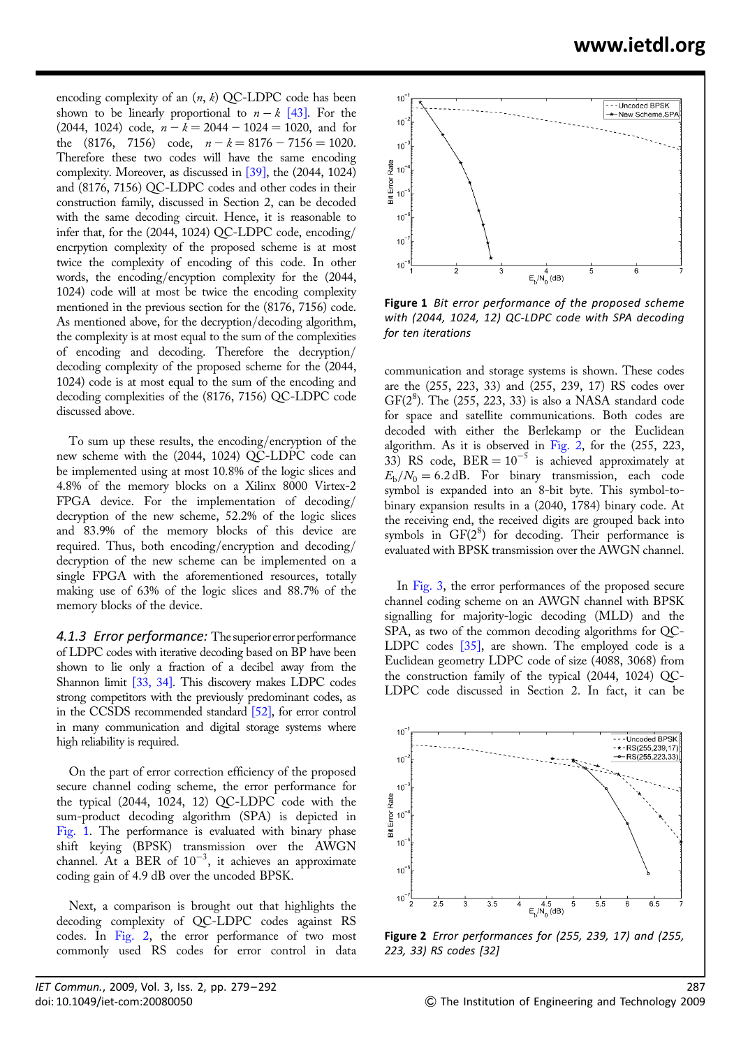encoding complexity of an $(n, k)$ QC-LDPC code has been shown to be linearly proportional to $n - k$ [43]. For the (2044, 1024) code, $n - k = 2044 - 1024 = 1020$, and for the (8176, 7156) code, $n - k = 8176 - 7156 = 1020$. Therefore these two codes will have the same encoding complexity. Moreover, as discussed in [39], the (2044, 1024) and (8176, 7156) QC-LDPC codes and other codes in their construction family, discussed in Section 2, can be decoded with the same decoding circuit. Hence, it is reasonable to infer that, for the (2044, 1024) QC-LDPC code, encoding/encrpytion complexity of the proposed scheme is at most twice the complexity of encoding of this code. In other words, the encoding/encyption complexity for the (2044, 1024) code will at most be twice the encoding complexity mentioned in the previous section for the (8176, 7156) code. As mentioned above, for the decryption/decoding algorithm, the complexity is at most equal to the sum of the complexities of encoding and decoding. Therefore the decryption/decoding complexity of the proposed scheme for the (2044, 1024) code is at most equal to the sum of the encoding and decoding complexities of the (8176, 7156) QC-LDPC code discussed above.

To sum up these results, the encoding/encryption of the new scheme with the (2044, 1024) QC-LDPC code can be implemented using at most 10.8% of the logic slices and 4.8% of the memory blocks on a Xilinx 8000 Virtex-2 FPGA device. For the implementation of decoding/decryption of the new scheme, 52.2% of the logic slices and 83.9% of the memory blocks of this device are required. Thus, both encoding/encryption and decoding/decryption of the new scheme can be implemented on a single FPGA with the aforementioned resources, totally making use of 63% of the logic slices and 88.7% of the memory blocks of the device.

### *4.1.3 Error performance:*

The superior error performance of LDPC codes with iterative decoding based on BP have been shown to lie only a fraction of a decibel away from the Shannon limit [33, 34]. This discovery makes LDPC codes strong competitors with the previously predominant codes, as in the CCSDS recommended standard [52], for error control in many communication and digital storage systems where high reliability is required.

On the part of error correction efficiency of the proposed secure channel coding scheme, the error performance for the typical (2044, 1024, 12) QC-LDPC code with the sum-product decoding algorithm (SPA) is depicted in Fig. 1. The performance is evaluated with binary phase shift keying (BPSK) transmission over the AWGN channel. At a BER of $10^{-3}$, it achieves an approximate coding gain of 4.9 dB over the uncoded BPSK.

Next, a comparison is brought out that highlights the decoding complexity of QC-LDPC codes against RS codes. In Fig. 2, the error performance of two most commonly used RS codes for error control in data communication and storage systems is shown. These codes are the (255, 223, 33) and (255, 239, 17) RS codes over GF($2^8$). The (255, 223, 33) is also a NASA standard code for space and satellite communications. Both codes are decoded with either the Berlekamp or the Euclidean algorithm. As it is observed in Fig. 2, for the (255, 223, 33) RS code, $\text{BER} = 10^{-5}$ is achieved approximately at $E_b/N_0 = 6.2\,\text{dB}$. For binary transmission, each code symbol is expanded into an 8-bit byte. This symbol-to-binary expansion results in a (2040, 1784) binary code. At the receiving end, the received digits are grouped back into symbols in GF($2^8$) for decoding. Their performance is evaluated with BPSK transmission over the AWGN channel.

Figure 1 *Bit error performance of the proposed scheme with (2044, 1024, 12) QC-LDPC code with SPA decoding for ten iterations*

In Fig. 3, the error performances of the proposed secure channel coding scheme on an AWGN channel with BPSK signalling for majority-logic decoding (MLD) and the SPA, as two of the common decoding algorithms for QC-LDPC codes [35], are shown. The employed code is a Euclidean geometry LDPC code of size (4088, 3068) from the construction family of the typical (2044, 1024) QC-LDPC code discussed in Section 2. In fact, it can be

Figure 2 *Error performances for (255, 239, 17) and (255, 223, 33) RS codes [32]*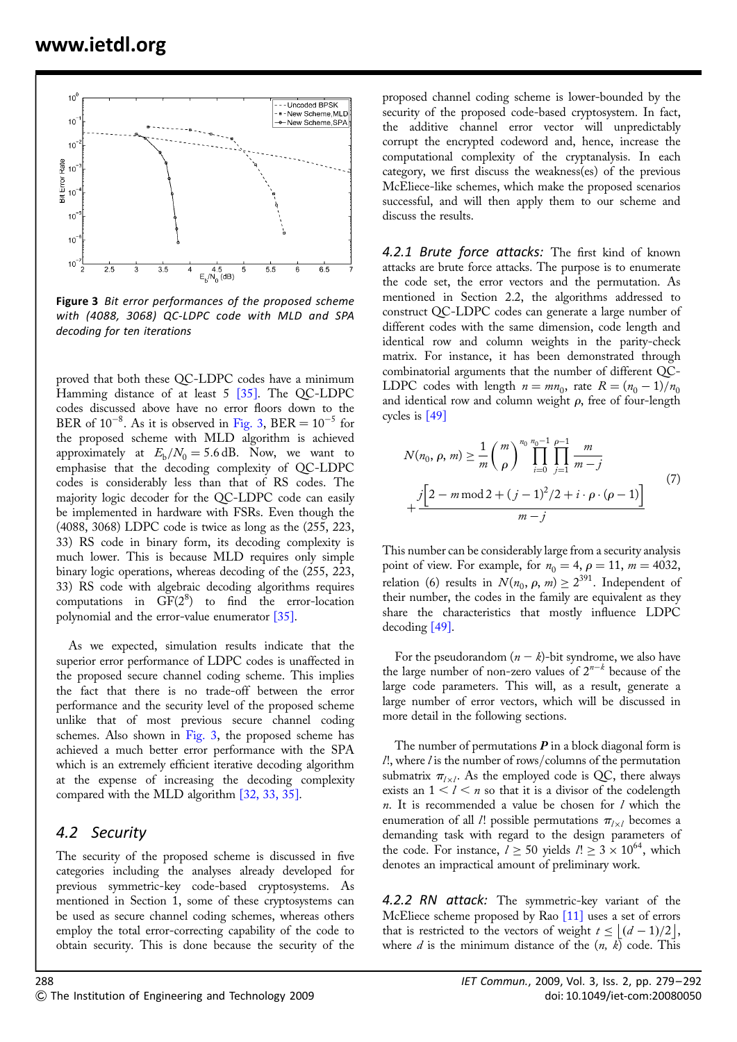Figure 3 *Bit error performances of the proposed scheme with (4088, 3068) QC-LDPC code with MLD and SPA decoding for ten iterations*

proved that both these QC-LDPC codes have a minimum Hamming distance of at least 5 [35]. The QC-LDPC codes discussed above have no error floors down to the BER of $10^{-8}$. As it is observed in Fig. 3, BER $= 10^{-5}$ for the proposed scheme with MLD algorithm is achieved approximately at $E_b/N_0 = 5.6$ dB. Now, we want to emphasise that the decoding complexity of QC-LDPC codes is considerably less than that of RS codes. The majority logic decoder for the QC-LDPC code can easily be implemented in hardware with FSRs. Even though the (4088, 3068) LDPC code is twice as long as the (255, 223, 33) RS code in binary form, its decoding complexity is much lower. This is because MLD requires only simple binary logic operations, whereas decoding of the (255, 223, 33) RS code with algebraic decoding algorithms requires computations in GF($2^8$) to find the error-location polynomial and the error-value enumerator [35].

As we expected, simulation results indicate that the superior error performance of LDPC codes is unaffected in the proposed secure channel coding scheme. This implies the fact that there is no trade-off between the error performance and the security level of the proposed scheme unlike that of most previous secure channel coding schemes. Also shown in Fig. 3, the proposed scheme has achieved a much better error performance with the SPA which is an extremely efficient iterative decoding algorithm at the expense of increasing the decoding complexity compared with the MLD algorithm [32, 33, 35].

## 4.2 Security

The security of the proposed scheme is discussed in five categories including the analyses already developed for previous symmetric-key code-based cryptosystems. As mentioned in Section 1, some of these cryptosystems can be used as secure channel coding schemes, whereas others employ the total error-correcting capability of the code to obtain security. This is done because the security of the proposed channel coding scheme is lower-bounded by the security of the proposed code-based cryptosystem. In fact, the additive channel error vector will unpredictably corrupt the encrypted codeword and, hence, increase the computational complexity of the cryptanalysis. In each category, we first discuss the weakness(es) of the previous McEliece-like schemes, which make the proposed scenarios successful, and will then apply them to our scheme and discuss the results.

*4.2.1 Brute force attacks:* The first kind of known attacks are brute force attacks. The purpose is to enumerate the code set, the error vectors and the permutation. As mentioned in Section 2.2, the algorithms addressed to construct QC-LDPC codes can generate a large number of different codes with the same dimension, code length and identical row and column weights in the parity-check matrix. For instance, it has been demonstrated through combinatorial arguments that the number of different QC-LDPC codes with length $n = mn_0$, rate $R = (n_0 - 1)/n_0$ and identical row and column weight $\rho$, free of four-length cycles is [49]

$$N(n_0, \rho, m) \geq \frac{1}{m}\binom{m}{\rho}^{n_0} \prod_{i=0}^{n_0-1}\prod_{j=1}^{\rho-1} \frac{m}{m-j} + \frac{j\left[2 - m \bmod 2 + (j-1)^2/2 + i \cdot \rho \cdot (\rho - 1)\right]}{m-j} \tag{7}$$

This number can be considerably large from a security analysis point of view. For example, for $n_0 = 4$, $\rho = 11$, $m = 4032$, relation (6) results in $N(n_0, \rho, m) \geq 2^{391}$. Independent of their number, the codes in the family are equivalent as they share the characteristics that mostly influence LDPC decoding [49].

For the pseudorandom $(n-k)$-bit syndrome, we also have the large number of non-zero values of $2^{n-k}$ because of the large code parameters. This will, as a result, generate a large number of error vectors, which will be discussed in more detail in the following sections.

The number of permutations $\boldsymbol{P}$ in a block diagonal form is $l!$, where $l$ is the number of rows/columns of the permutation submatrix $\pi_{l\times l}$. As the employed code is QC, there always exists an $1 < l < n$ so that it is a divisor of the codelength $n$. It is recommended a value be chosen for $l$ which the enumeration of all $l!$ possible permutations $\pi_{l\times l}$ becomes a demanding task with regard to the design parameters of the code. For instance, $l \geq 50$ yields $l! \geq 3 \times 10^{64}$, which denotes an impractical amount of preliminary work.

*4.2.2 RN attack:* The symmetric-key variant of the McEliece scheme proposed by Rao [11] uses a set of errors that is restricted to the vectors of weight $t \leq \lfloor (d-1)/2 \rfloor$, where $d$ is the minimum distance of the $(n, k)$ code. This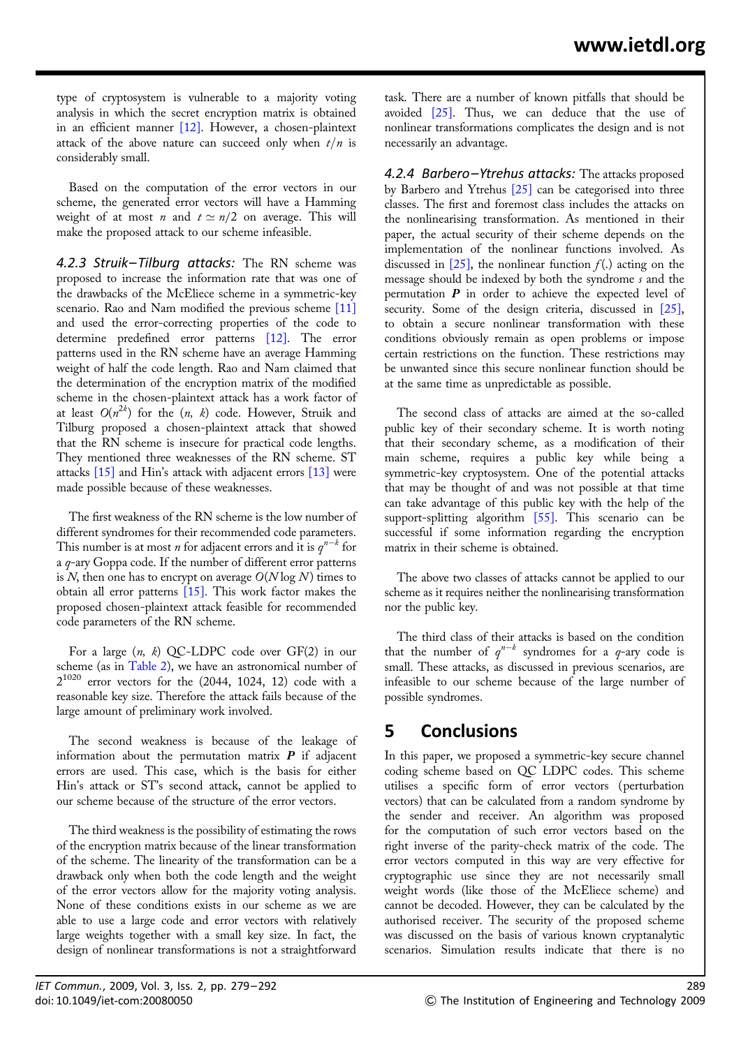type of cryptosystem is vulnerable to a majority voting analysis in which the secret encryption matrix is obtained in an efficient manner [12]. However, a chosen-plaintext attack of the above nature can succeed only when $t/n$ is considerably small.

Based on the computation of the error vectors in our scheme, the generated error vectors will have a Hamming weight of at most $n$ and $t \simeq n/2$ on average. This will make the proposed attack to our scheme infeasible.

*4.2.3 Struik–Tilburg attacks:* The RN scheme was proposed to increase the information rate that was one of the drawbacks of the McEliece scheme in a symmetric-key scenario. Rao and Nam modified the previous scheme [11] and used the error-correcting properties of the code to determine predefined error patterns [12]. The error patterns used in the RN scheme have an average Hamming weight of half the code length. Rao and Nam claimed that the determination of the encryption matrix of the modified scheme in the chosen-plaintext attack has a work factor of at least $O(n^{2k})$ for the $(n, k)$ code. However, Struik and Tilburg proposed a chosen-plaintext attack that showed that the RN scheme is insecure for practical code lengths. They mentioned three weaknesses of the RN scheme. ST attacks [15] and Hin's attack with adjacent errors [13] were made possible because of these weaknesses.

The first weakness of the RN scheme is the low number of different syndromes for their recommended code parameters. This number is at most $n$ for adjacent errors and it is $q^{n-k}$ for a $q$-ary Goppa code. If the number of different error patterns is $N$, then one has to encrypt on average $O(N \log N)$ times to obtain all error patterns [15]. This work factor makes the proposed chosen-plaintext attack feasible for recommended code parameters of the RN scheme.

For a large $(n, k)$ QC-LDPC code over GF(2) in our scheme (as in Table 2), we have an astronomical number of $2^{1020}$ error vectors for the (2044, 1024, 12) code with a reasonable key size. Therefore the attack fails because of the large amount of preliminary work involved.

The second weakness is because of the leakage of information about the permutation matrix $\boldsymbol{P}$ if adjacent errors are used. This case, which is the basis for either Hin's attack or ST's second attack, cannot be applied to our scheme because of the structure of the error vectors.

The third weakness is the possibility of estimating the rows of the encryption matrix because of the linear transformation of the scheme. The linearity of the transformation can be a drawback only when both the code length and the weight of the error vectors allow for the majority voting analysis. None of these conditions exists in our scheme as we are able to use a large code and error vectors with relatively large weights together with a small key size. In fact, the design of nonlinear transformations is not a straightforward task. There are a number of known pitfalls that should be avoided [25]. Thus, we can deduce that the use of nonlinear transformations complicates the design and is not necessarily an advantage.

*4.2.4 Barbero–Ytrehus attacks:* The attacks proposed by Barbero and Ytrehus [25] can be categorised into three classes. The first and foremost class includes the attacks on the nonlinearising transformation. As mentioned in their paper, the actual security of their scheme depends on the implementation of the nonlinear functions involved. As discussed in [25], the nonlinear function $f(.)$ acting on the message should be indexed by both the syndrome $s$ and the permutation $\boldsymbol{P}$ in order to achieve the expected level of security. Some of the design criteria, discussed in [25], to obtain a secure nonlinear transformation with these conditions obviously remain as open problems or impose certain restrictions on the function. These restrictions may be unwanted since this secure nonlinear function should be at the same time as unpredictable as possible.

The second class of attacks are aimed at the so-called public key of their secondary scheme. It is worth noting that their secondary scheme, as a modification of their main scheme, requires a public key while being a symmetric-key cryptosystem. One of the potential attacks that may be thought of and was not possible at that time can take advantage of this public key with the help of the support-splitting algorithm [55]. This scenario can be successful if some information regarding the encryption matrix in their scheme is obtained.

The above two classes of attacks cannot be applied to our scheme as it requires neither the nonlinearising transformation nor the public key.

The third class of their attacks is based on the condition that the number of $q^{n-k}$ syndromes for a $q$-ary code is small. These attacks, as discussed in previous scenarios, are infeasible to our scheme because of the large number of possible syndromes.

## 5 Conclusions

In this paper, we proposed a symmetric-key secure channel coding scheme based on QC LDPC codes. This scheme utilises a specific form of error vectors (perturbation vectors) that can be calculated from a random syndrome by the sender and receiver. An algorithm was proposed for the computation of such error vectors based on the right inverse of the parity-check matrix of the code. The error vectors computed in this way are very effective for cryptographic use since they are not necessarily small weight words (like those of the McEliece scheme) and cannot be decoded. However, they can be calculated by the authorised receiver. The security of the proposed scheme was discussed on the basis of various known cryptanalytic scenarios. Simulation results indicate that there is no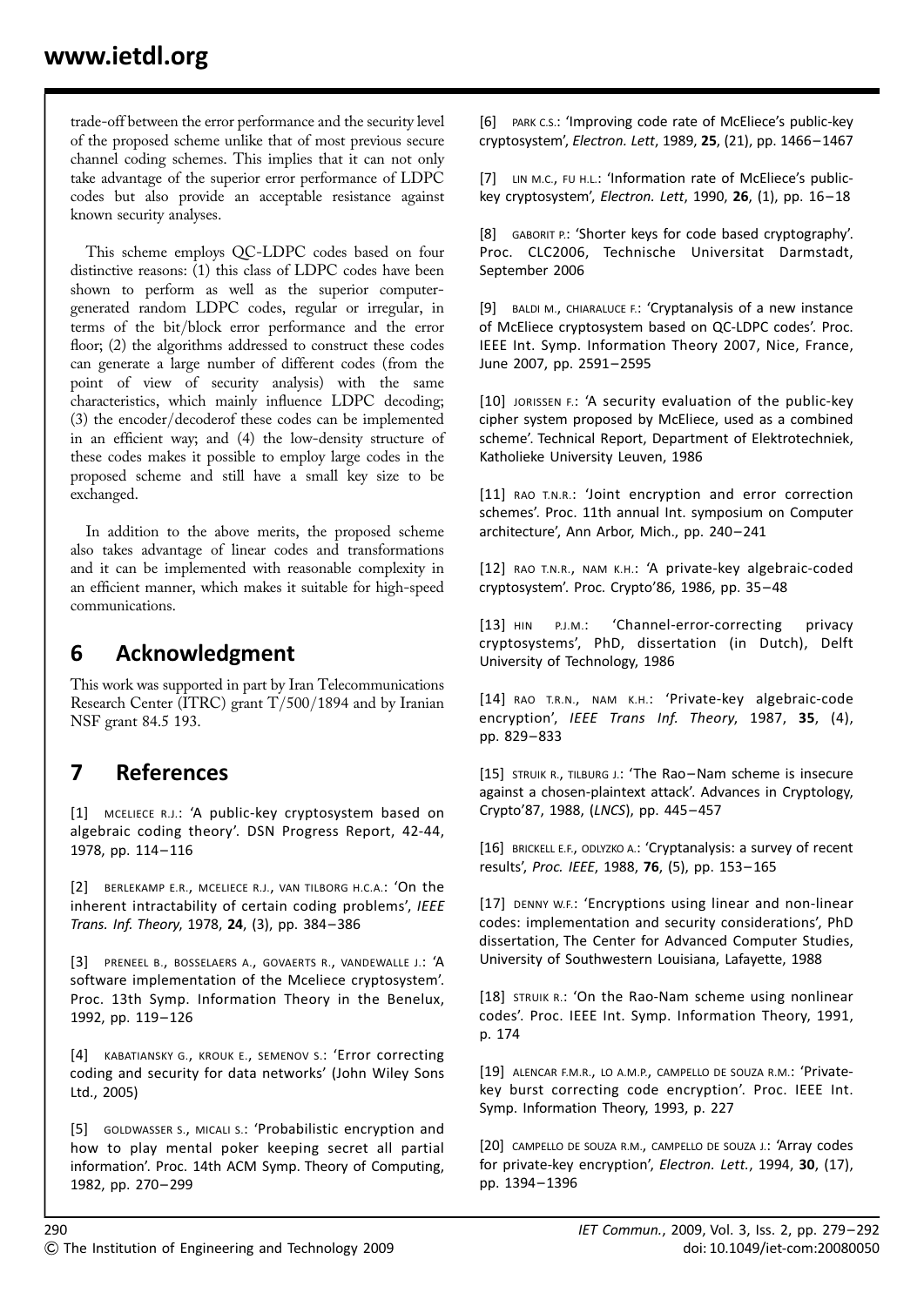trade-off between the error performance and the security level of the proposed scheme unlike that of most previous secure channel coding schemes. This implies that it can not only take advantage of the superior error performance of LDPC codes but also provide an acceptable resistance against known security analyses.

This scheme employs QC-LDPC codes based on four distinctive reasons: (1) this class of LDPC codes have been shown to perform as well as the superior computer-generated random LDPC codes, regular or irregular, in terms of the bit/block error performance and the error floor; (2) the algorithms addressed to construct these codes can generate a large number of different codes (from the point of view of security analysis) with the same characteristics, which mainly influence LDPC decoding; (3) the encoder/decoderof these codes can be implemented in an efficient way; and (4) the low-density structure of these codes makes it possible to employ large codes in the proposed scheme and still have a small key size to be exchanged.

In addition to the above merits, the proposed scheme also takes advantage of linear codes and transformations and it can be implemented with reasonable complexity in an efficient manner, which makes it suitable for high-speed communications.

## 6 Acknowledgment

This work was supported in part by Iran Telecommunications Research Center (ITRC) grant T/500/1894 and by Iranian NSF grant 84.5 193.

## 7 References

[1] MCELIECE R.J.: 'A public-key cryptosystem based on algebraic coding theory'. DSN Progress Report, 42-44, 1978, pp. 114–116

[2] BERLEKAMP E.R., MCELIECE R.J., VAN TILBORG H.C.A.: 'On the inherent intractability of certain coding problems', *IEEE Trans. Inf. Theory*, 1978, **24**, (3), pp. 384–386

[3] PRENEEL B., BOSSELAERS A., GOVAERTS R., VANDEWALLE J.: 'A software implementation of the Mceliece cryptosystem'. Proc. 13th Symp. Information Theory in the Benelux, 1992, pp. 119–126

[4] KABATIANSKY G., KROUK E., SEMENOV S.: 'Error correcting coding and security for data networks' (John Wiley Sons Ltd., 2005)

[5] GOLDWASSER S., MICALI S.: 'Probabilistic encryption and how to play mental poker keeping secret all partial information'. Proc. 14th ACM Symp. Theory of Computing, 1982, pp. 270–299

[6] PARK C.S.: 'Improving code rate of McEliece's public-key cryptosystem', *Electron. Lett*, 1989, **25**, (21), pp. 1466–1467

[7] LIN M.C., FU H.L.: 'Information rate of McEliece's public-key cryptosystem', *Electron. Lett*, 1990, **26**, (1), pp. 16–18

[8] GABORIT P.: 'Shorter keys for code based cryptography'. Proc. CLC2006, Technische Universitat Darmstadt, September 2006

[9] BALDI M., CHIARALUCE F.: 'Cryptanalysis of a new instance of McEliece cryptosystem based on QC-LDPC codes'. Proc. IEEE Int. Symp. Information Theory 2007, Nice, France, June 2007, pp. 2591–2595

[10] JORISSEN F.: 'A security evaluation of the public-key cipher system proposed by McEliece, used as a combined scheme'. Technical Report, Department of Elektrotechniek, Katholieke University Leuven, 1986

[11] RAO T.N.R.: 'Joint encryption and error correction schemes'. Proc. 11th annual Int. symposium on Computer architecture', Ann Arbor, Mich., pp. 240–241

[12] RAO T.N.R., NAM K.H.: 'A private-key algebraic-coded cryptosystem'. Proc. Crypto'86, 1986, pp. 35–48

[13] HIN P.J.M.: 'Channel-error-correcting privacy cryptosystems', PhD, dissertation (in Dutch), Delft University of Technology, 1986

[14] RAO T.R.N., NAM K.H.: 'Private-key algebraic-code encryption', *IEEE Trans Inf. Theory*, 1987, **35**, (4), pp. 829–833

[15] STRUIK R., TILBURG J.: 'The Rao–Nam scheme is insecure against a chosen-plaintext attack'. Advances in Cryptology, Crypto'87, 1988, (*LNCS*), pp. 445–457

[16] BRICKELL E.F., ODLYZKO A.: 'Cryptanalysis: a survey of recent results', *Proc. IEEE*, 1988, **76**, (5), pp. 153–165

[17] DENNY W.F.: 'Encryptions using linear and non-linear codes: implementation and security considerations', PhD dissertation, The Center for Advanced Computer Studies, University of Southwestern Louisiana, Lafayette, 1988

[18] STRUIK R.: 'On the Rao-Nam scheme using nonlinear codes'. Proc. IEEE Int. Symp. Information Theory, 1991, p. 174

[19] ALENCAR F.M.R., LO A.M.P., CAMPELLO DE SOUZA R.M.: 'Private-key burst correcting code encryption'. Proc. IEEE Int. Symp. Information Theory, 1993, p. 227

[20] CAMPELLO DE SOUZA R.M., CAMPELLO DE SOUZA J.: 'Array codes for private-key encryption', *Electron. Lett.*, 1994, **30**, (17), pp. 1394–1396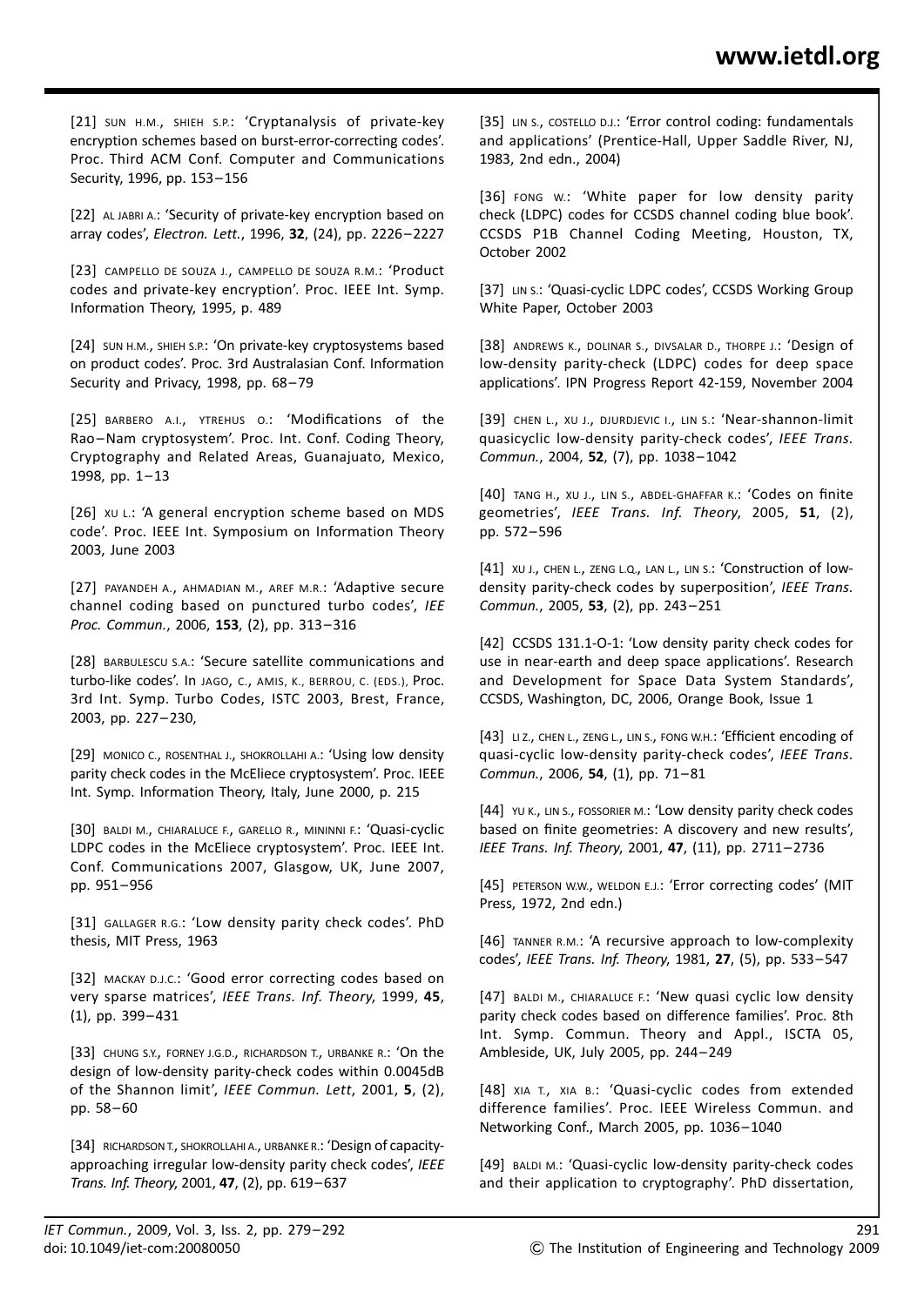[21] SUN H.M., SHIEH S.P.: 'Cryptanalysis of private-key encryption schemes based on burst-error-correcting codes'. Proc. Third ACM Conf. Computer and Communications Security, 1996, pp. 153–156

[22] AL JABRI A.: 'Security of private-key encryption based on array codes', *Electron. Lett.*, 1996, **32**, (24), pp. 2226–2227

[23] CAMPELLO DE SOUZA J., CAMPELLO DE SOUZA R.M.: 'Product codes and private-key encryption'. Proc. IEEE Int. Symp. Information Theory, 1995, p. 489

[24] SUN H.M., SHIEH S.P.: 'On private-key cryptosystems based on product codes'. Proc. 3rd Australasian Conf. Information Security and Privacy, 1998, pp. 68–79

[25] BARBERO A.I., YTREHUS O.: 'Modifications of the Rao–Nam cryptosystem'. Proc. Int. Conf. Coding Theory, Cryptography and Related Areas, Guanajuato, Mexico, 1998, pp. 1–13

[26] XU L.: 'A general encryption scheme based on MDS code'. Proc. IEEE Int. Symposium on Information Theory 2003, June 2003

[27] PAYANDEH A., AHMADIAN M., AREF M.R.: 'Adaptive secure channel coding based on punctured turbo codes', *IEE Proc. Commun.*, 2006, **153**, (2), pp. 313–316

[28] BARBULESCU S.A.: 'Secure satellite communications and turbo-like codes'. In JAGO, C., AMIS, K., BERROU, C. (EDS.), Proc. 3rd Int. Symp. Turbo Codes, ISTC 2003, Brest, France, 2003, pp. 227–230,

[29] MONICO C., ROSENTHAL J., SHOKROLLAHI A.: 'Using low density parity check codes in the McEliece cryptosystem'. Proc. IEEE Int. Symp. Information Theory, Italy, June 2000, p. 215

[30] BALDI M., CHIARALUCE F., GARELLO R., MININNI F.: 'Quasi-cyclic LDPC codes in the McEliece cryptosystem'. Proc. IEEE Int. Conf. Communications 2007, Glasgow, UK, June 2007, pp. 951–956

[31] GALLAGER R.G.: 'Low density parity check codes'. PhD thesis, MIT Press, 1963

[32] MACKAY D.J.C.: 'Good error correcting codes based on very sparse matrices', *IEEE Trans. Inf. Theory*, 1999, **45**, (1), pp. 399–431

[33] CHUNG S.Y., FORNEY J.G.D., RICHARDSON T., URBANKE R.: 'On the design of low-density parity-check codes within 0.0045dB of the Shannon limit', *IEEE Commun. Lett*, 2001, **5**, (2), pp. 58–60

[34] RICHARDSON T., SHOKROLLAHI A., URBANKE R.: 'Design of capacity-approaching irregular low-density parity check codes', *IEEE Trans. Inf. Theory*, 2001, **47**, (2), pp. 619–637

[35] LIN S., COSTELLO D.J.: 'Error control coding: fundamentals and applications' (Prentice-Hall, Upper Saddle River, NJ, 1983, 2nd edn., 2004)

[36] FONG W.: 'White paper for low density parity check (LDPC) codes for CCSDS channel coding blue book'. CCSDS P1B Channel Coding Meeting, Houston, TX, October 2002

[37] LIN S.: 'Quasi-cyclic LDPC codes', CCSDS Working Group White Paper, October 2003

[38] ANDREWS K., DOLINAR S., DIVSALAR D., THORPE J.: 'Design of low-density parity-check (LDPC) codes for deep space applications'. IPN Progress Report 42-159, November 2004

[39] CHEN L., XU J., DJURDJEVIC I., LIN S.: 'Near-shannon-limit quasicyclic low-density parity-check codes', *IEEE Trans. Commun.*, 2004, **52**, (7), pp. 1038–1042

[40] TANG H., XU J., LIN S., ABDEL-GHAFFAR K.: 'Codes on finite geometries', *IEEE Trans. Inf. Theory*, 2005, **51**, (2), pp. 572–596

[41] XU J., CHEN L., ZENG L.Q., LAN L., LIN S.: 'Construction of low-density parity-check codes by superposition', *IEEE Trans. Commun.*, 2005, **53**, (2), pp. 243–251

[42] CCSDS 131.1-O-1: 'Low density parity check codes for use in near-earth and deep space applications'. Research and Development for Space Data System Standards', CCSDS, Washington, DC, 2006, Orange Book, Issue 1

[43] LI Z., CHEN L., ZENG L., LIN S., FONG W.H.: 'Efficient encoding of quasi-cyclic low-density parity-check codes', *IEEE Trans. Commun.*, 2006, **54**, (1), pp. 71–81

[44] YU K., LIN S., FOSSORIER M.: 'Low density parity check codes based on finite geometries: A discovery and new results', *IEEE Trans. Inf. Theory*, 2001, **47**, (11), pp. 2711–2736

[45] PETERSON W.W., WELDON E.J.: 'Error correcting codes' (MIT Press, 1972, 2nd edn.)

[46] TANNER R.M.: 'A recursive approach to low-complexity codes', *IEEE Trans. Inf. Theory*, 1981, **27**, (5), pp. 533–547

[47] BALDI M., CHIARALUCE F.: 'New quasi cyclic low density parity check codes based on difference families'. Proc. 8th Int. Symp. Commun. Theory and Appl., ISCTA 05, Ambleside, UK, July 2005, pp. 244–249

[48] XIA T., XIA B.: 'Quasi-cyclic codes from extended difference families'. Proc. IEEE Wireless Commun. and Networking Conf., March 2005, pp. 1036–1040

[49] BALDI M.: 'Quasi-cyclic low-density parity-check codes and their application to cryptography'. PhD dissertation,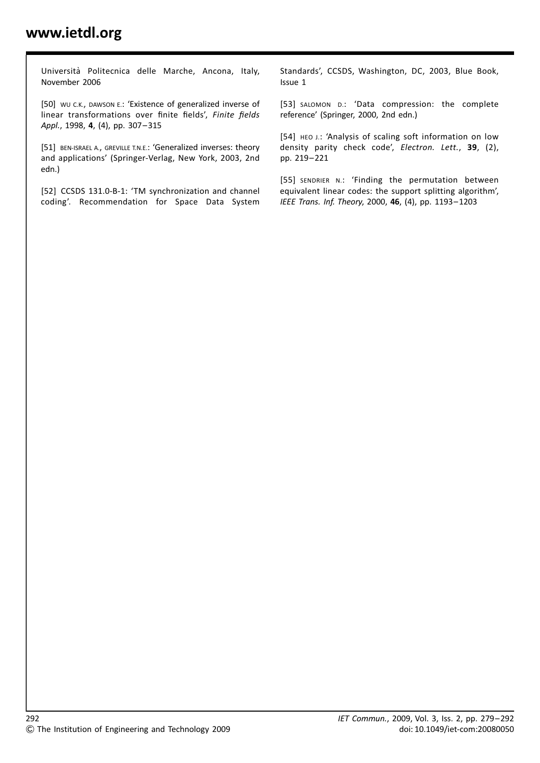Università Politecnica delle Marche, Ancona, Italy, November 2006

[50] WU C.K., DAWSON E.: 'Existence of generalized inverse of linear transformations over finite fields', *Finite fields Appl.*, 1998, **4**, (4), pp. 307–315

[51] BEN-ISRAEL A., GREVILLE T.N.E.: 'Generalized inverses: theory and applications' (Springer-Verlag, New York, 2003, 2nd edn.)

[52] CCSDS 131.0-B-1: 'TM synchronization and channel coding'. Recommendation for Space Data System Standards', CCSDS, Washington, DC, 2003, Blue Book, Issue 1

[53] SALOMON D.: 'Data compression: the complete reference' (Springer, 2000, 2nd edn.)

[54] HEO J.: 'Analysis of scaling soft information on low density parity check code', *Electron. Lett.*, **39**, (2), pp. 219–221

[55] SENDRIER N.: 'Finding the permutation between equivalent linear codes: the support splitting algorithm', *IEEE Trans. Inf. Theory*, 2000, **46**, (4), pp. 1193–1203